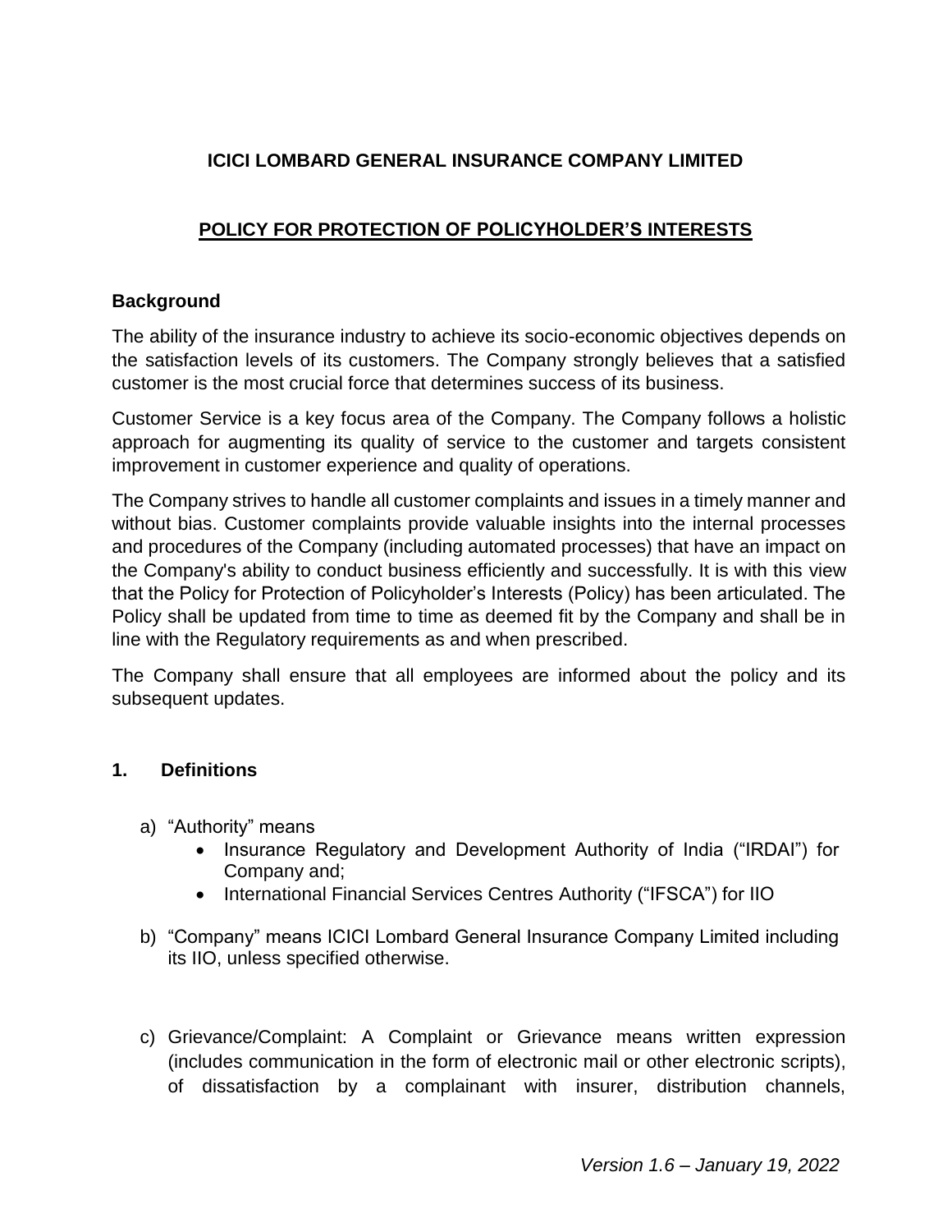# ICICI LOMBARD GENERAL INSURANCE COMPANY LIMITED

## POLICY FOR PROTECTION OF POLICYHOLDER'S INTERESTS

### Background

The ability of the insurance industry to achieve its socio-economic objectives depends on the satisfaction levels of its customers. The Company strongly believes that a satisfied customer is the most crucial force that determines success of its business.

Customer Service is a key focus area of the Company. The Company follows a holistic approach for augmenting its quality of service to the customer and targets consistent improvement in customer experience and quality of operations.

The Company strives to handle all customer complaints and issues in a timely manner and without bias. Customer complaints provide valuable insights into the internal processes and procedures of the Company (including automated processes) that have an impact on the Company's ability to conduct business efficiently and successfully. It is with this view that the Policy for Protection of Policyholder's Interests (Policy) has been articulated. The Policy shall be updated from time to time as deemed fit by the Company and shall be in line with the Regulatory requirements as and when prescribed.

The Company shall ensure that all employees are informed about the policy and its subsequent updates.

### 1. Definitions

a) "Authority" means
   - Insurance Regulatory and Development Authority of India ("IRDAI") for Company and;
   - International Financial Services Centres Authority ("IFSCA") for IIO

b) "Company" means ICICI Lombard General Insurance Company Limited including its IIO, unless specified otherwise.

c) Grievance/Complaint: A Complaint or Grievance means written expression (includes communication in the form of electronic mail or other electronic scripts), of dissatisfaction by a complainant with insurer, distribution channels,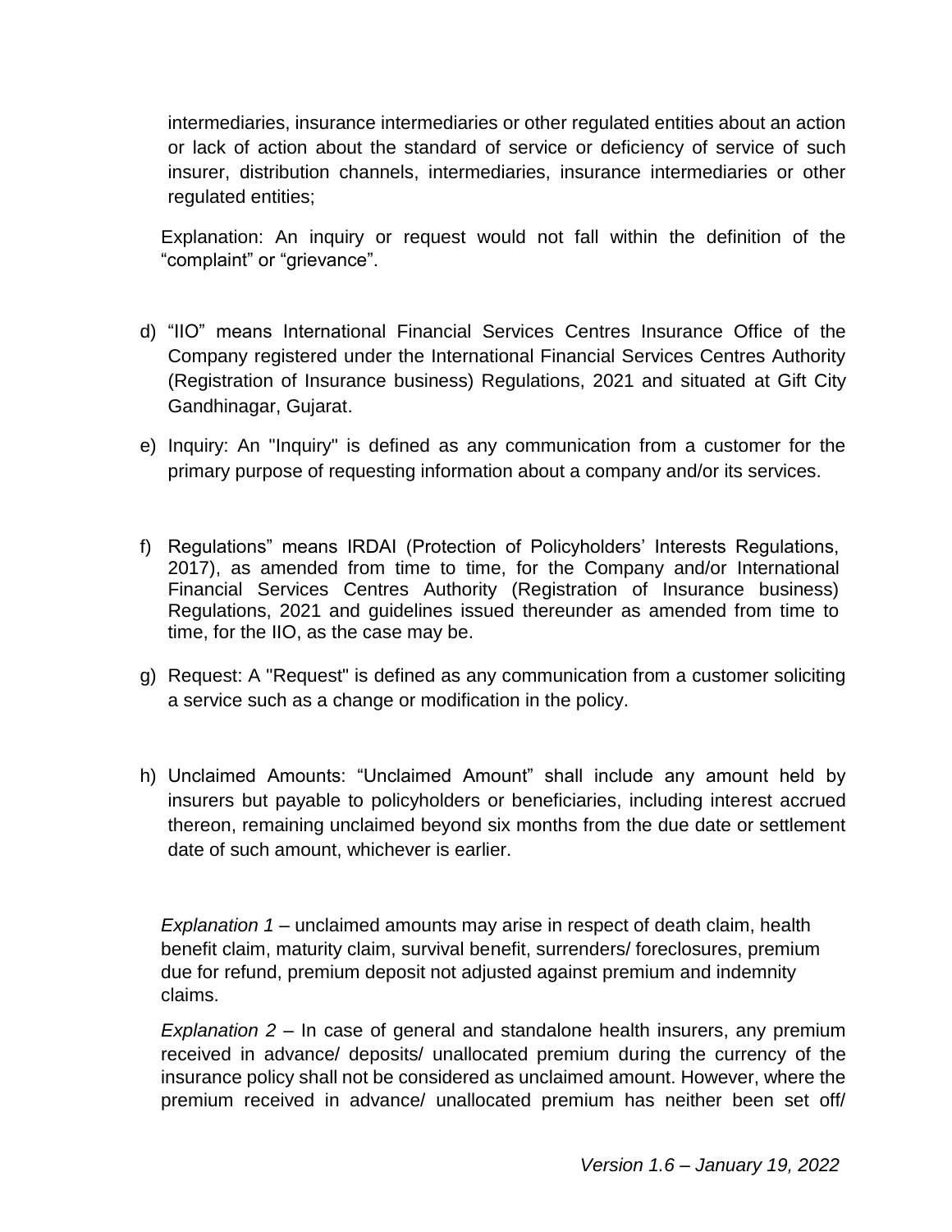intermediaries, insurance intermediaries or other regulated entities about an action or lack of action about the standard of service or deficiency of service of such insurer, distribution channels, intermediaries, insurance intermediaries or other regulated entities;

Explanation: An inquiry or request would not fall within the definition of the "complaint" or "grievance".

d) "IIO" means International Financial Services Centres Insurance Office of the Company registered under the International Financial Services Centres Authority (Registration of Insurance business) Regulations, 2021 and situated at Gift City Gandhinagar, Gujarat.

e) Inquiry: An "Inquiry" is defined as any communication from a customer for the primary purpose of requesting information about a company and/or its services.

f) Regulations" means IRDAI (Protection of Policyholders' Interests Regulations, 2017), as amended from time to time, for the Company and/or International Financial Services Centres Authority (Registration of Insurance business) Regulations, 2021 and guidelines issued thereunder as amended from time to time, for the IIO, as the case may be.

g) Request: A "Request" is defined as any communication from a customer soliciting a service such as a change or modification in the policy.

h) Unclaimed Amounts: "Unclaimed Amount" shall include any amount held by insurers but payable to policyholders or beneficiaries, including interest accrued thereon, remaining unclaimed beyond six months from the due date or settlement date of such amount, whichever is earlier.

*Explanation 1* – unclaimed amounts may arise in respect of death claim, health benefit claim, maturity claim, survival benefit, surrenders/ foreclosures, premium due for refund, premium deposit not adjusted against premium and indemnity claims.

*Explanation 2* – In case of general and standalone health insurers, any premium received in advance/ deposits/ unallocated premium during the currency of the insurance policy shall not be considered as unclaimed amount. However, where the premium received in advance/ unallocated premium has neither been set off/

*Version 1.6 – January 19, 2022*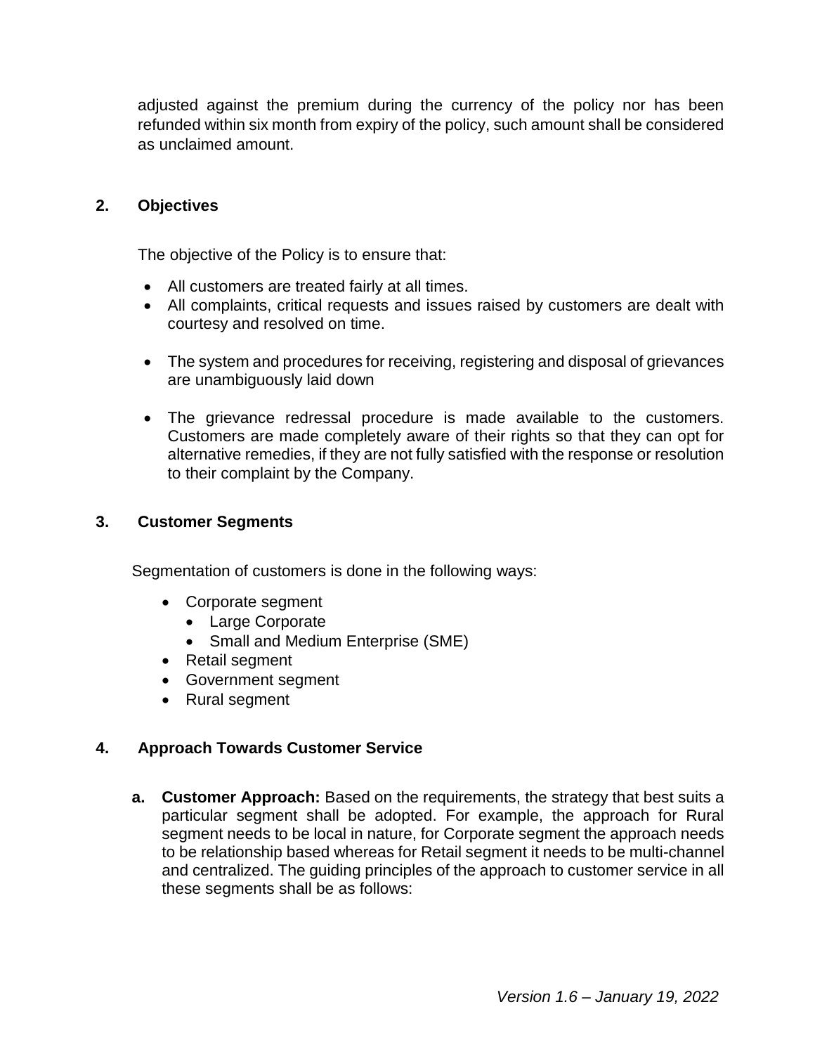adjusted against the premium during the currency of the policy nor has been refunded within six month from expiry of the policy, such amount shall be considered as unclaimed amount.

## 2. Objectives

The objective of the Policy is to ensure that:

- All customers are treated fairly at all times.
- All complaints, critical requests and issues raised by customers are dealt with courtesy and resolved on time.
- The system and procedures for receiving, registering and disposal of grievances are unambiguously laid down
- The grievance redressal procedure is made available to the customers. Customers are made completely aware of their rights so that they can opt for alternative remedies, if they are not fully satisfied with the response or resolution to their complaint by the Company.

## 3. Customer Segments

Segmentation of customers is done in the following ways:

- Corporate segment
  - Large Corporate
  - Small and Medium Enterprise (SME)
- Retail segment
- Government segment
- Rural segment

## 4. Approach Towards Customer Service

**a. Customer Approach:** Based on the requirements, the strategy that best suits a particular segment shall be adopted. For example, the approach for Rural segment needs to be local in nature, for Corporate segment the approach needs to be relationship based whereas for Retail segment it needs to be multi-channel and centralized. The guiding principles of the approach to customer service in all these segments shall be as follows: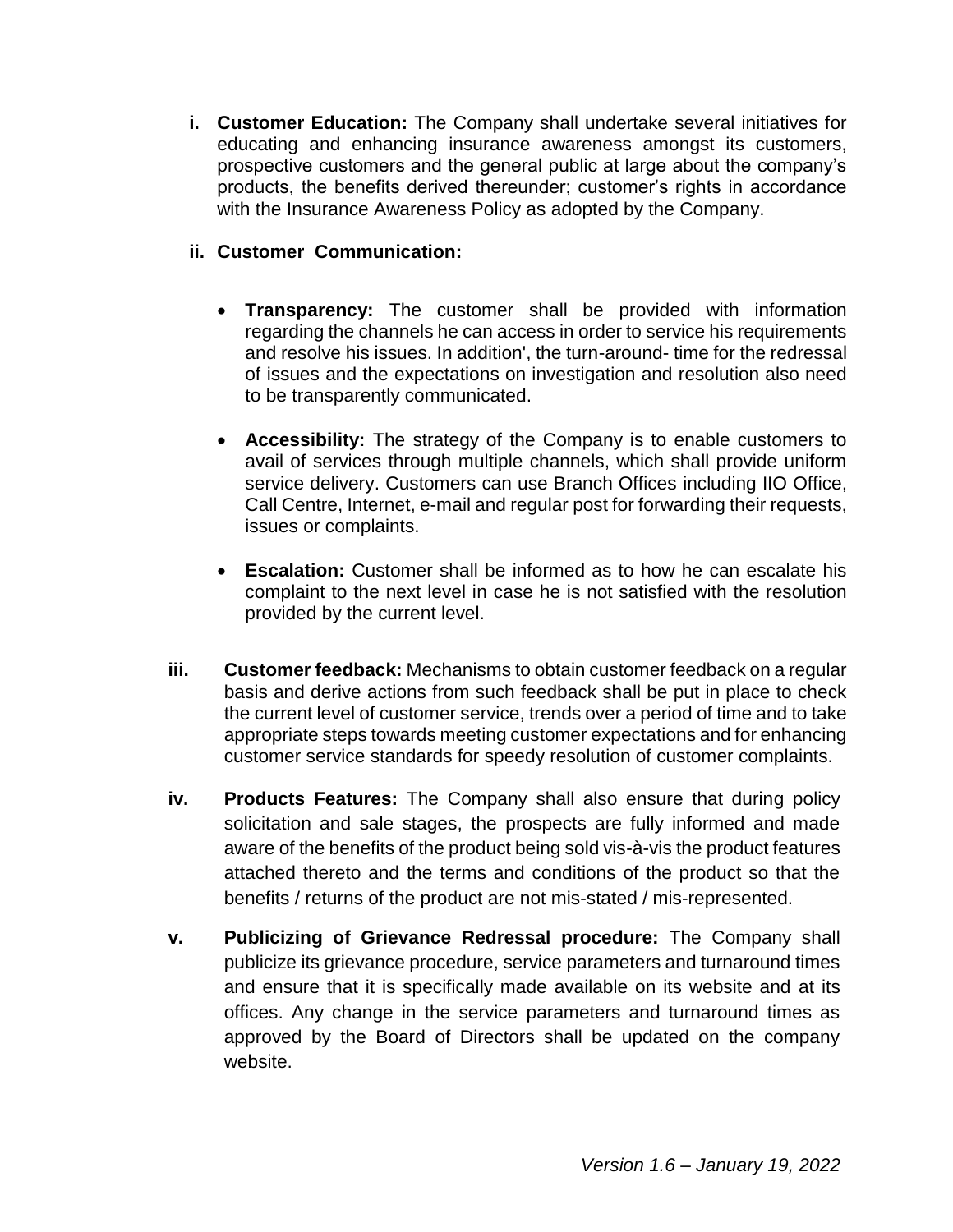i. **Customer Education:** The Company shall undertake several initiatives for educating and enhancing insurance awareness amongst its customers, prospective customers and the general public at large about the company's products, the benefits derived thereunder; customer's rights in accordance with the Insurance Awareness Policy as adopted by the Company.

ii. **Customer Communication:**

   - **Transparency:** The customer shall be provided with information regarding the channels he can access in order to service his requirements and resolve his issues. In addition', the turn-around- time for the redressal of issues and the expectations on investigation and resolution also need to be transparently communicated.

   - **Accessibility:** The strategy of the Company is to enable customers to avail of services through multiple channels, which shall provide uniform service delivery. Customers can use Branch Offices including IIO Office, Call Centre, Internet, e-mail and regular post for forwarding their requests, issues or complaints.

   - **Escalation:** Customer shall be informed as to how he can escalate his complaint to the next level in case he is not satisfied with the resolution provided by the current level.

iii. **Customer feedback:** Mechanisms to obtain customer feedback on a regular basis and derive actions from such feedback shall be put in place to check the current level of customer service, trends over a period of time and to take appropriate steps towards meeting customer expectations and for enhancing customer service standards for speedy resolution of customer complaints.

iv. **Products Features:** The Company shall also ensure that during policy solicitation and sale stages, the prospects are fully informed and made aware of the benefits of the product being sold vis-à-vis the product features attached thereto and the terms and conditions of the product so that the benefits / returns of the product are not mis-stated / mis-represented.

v. **Publicizing of Grievance Redressal procedure:** The Company shall publicize its grievance procedure, service parameters and turnaround times and ensure that it is specifically made available on its website and at its offices. Any change in the service parameters and turnaround times as approved by the Board of Directors shall be updated on the company website.

*Version 1.6 – January 19, 2022*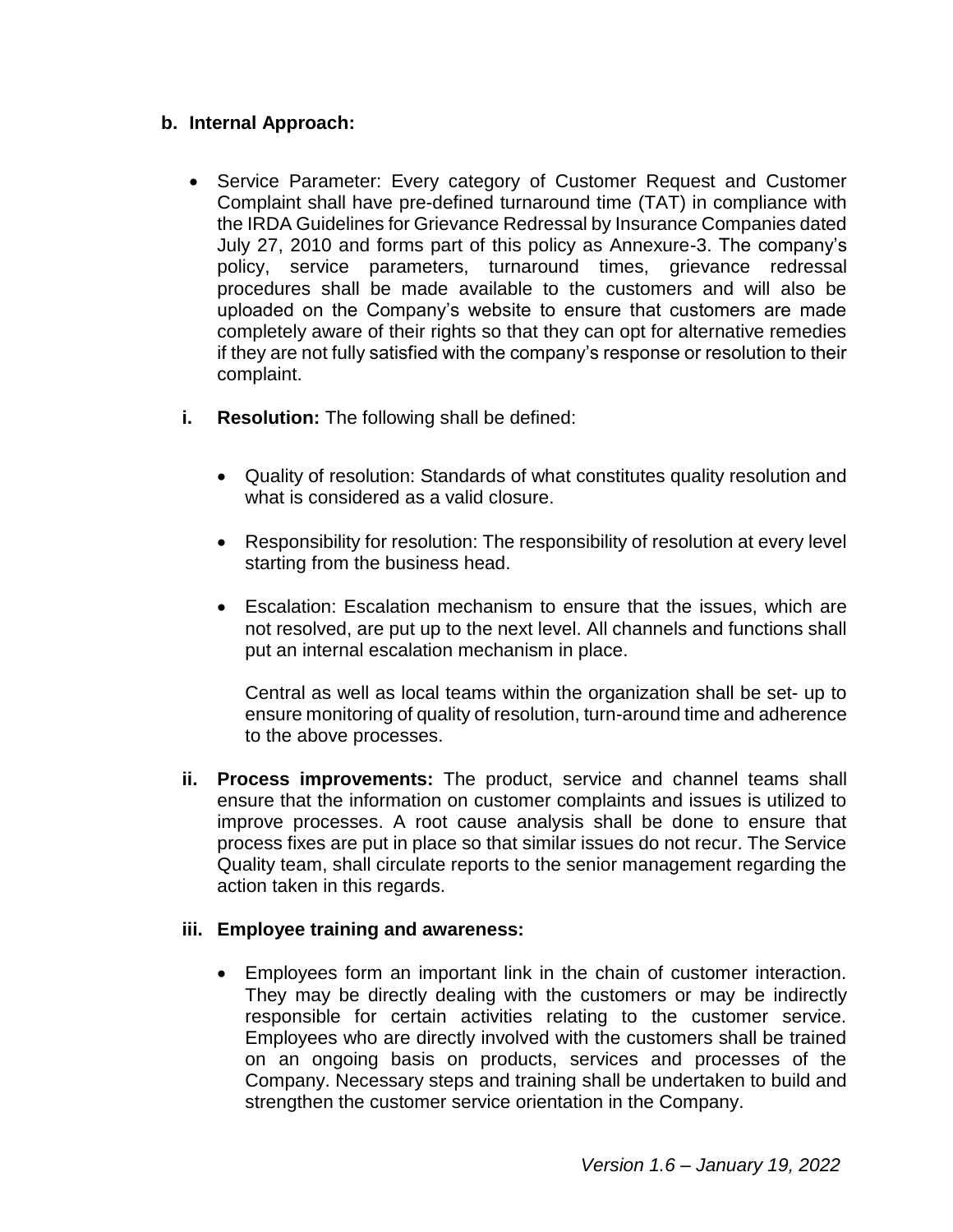## b. Internal Approach:

- Service Parameter: Every category of Customer Request and Customer Complaint shall have pre-defined turnaround time (TAT) in compliance with the IRDA Guidelines for Grievance Redressal by Insurance Companies dated July 27, 2010 and forms part of this policy as Annexure-3. The company's policy, service parameters, turnaround times, grievance redressal procedures shall be made available to the customers and will also be uploaded on the Company's website to ensure that customers are made completely aware of their rights so that they can opt for alternative remedies if they are not fully satisfied with the company's response or resolution to their complaint.

**i. Resolution:** The following shall be defined:

- Quality of resolution: Standards of what constitutes quality resolution and what is considered as a valid closure.
- Responsibility for resolution: The responsibility of resolution at every level starting from the business head.
- Escalation: Escalation mechanism to ensure that the issues, which are not resolved, are put up to the next level. All channels and functions shall put an internal escalation mechanism in place.

  Central as well as local teams within the organization shall be set- up to ensure monitoring of quality of resolution, turn-around time and adherence to the above processes.

**ii. Process improvements:** The product, service and channel teams shall ensure that the information on customer complaints and issues is utilized to improve processes. A root cause analysis shall be done to ensure that process fixes are put in place so that similar issues do not recur. The Service Quality team, shall circulate reports to the senior management regarding the action taken in this regards.

**iii. Employee training and awareness:**

- Employees form an important link in the chain of customer interaction. They may be directly dealing with the customers or may be indirectly responsible for certain activities relating to the customer service. Employees who are directly involved with the customers shall be trained on an ongoing basis on products, services and processes of the Company. Necessary steps and training shall be undertaken to build and strengthen the customer service orientation in the Company.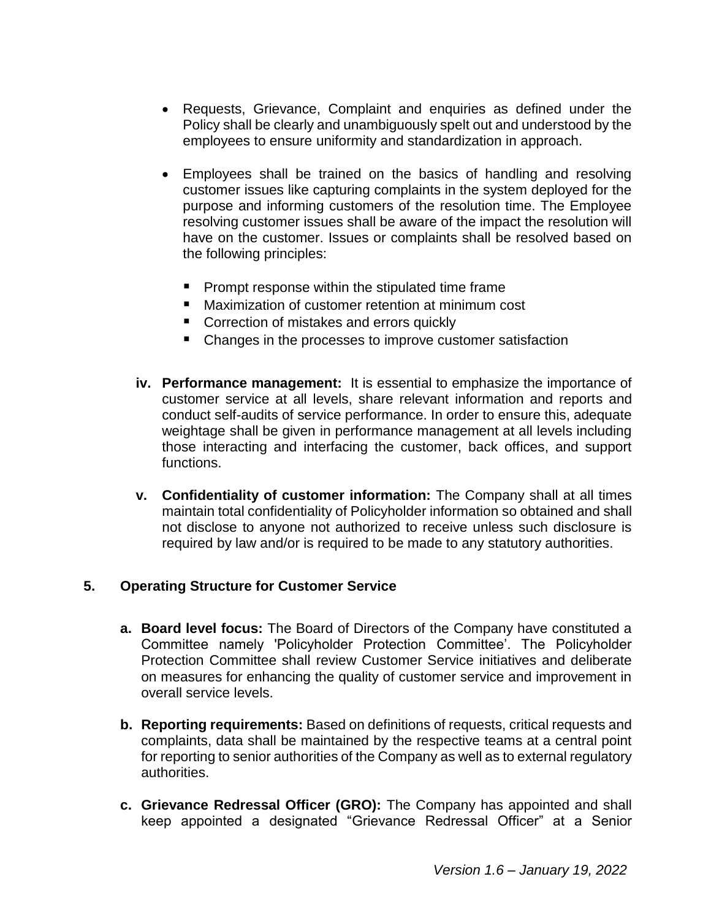- Requests, Grievance, Complaint and enquiries as defined under the Policy shall be clearly and unambiguously spelt out and understood by the employees to ensure uniformity and standardization in approach.

- Employees shall be trained on the basics of handling and resolving customer issues like capturing complaints in the system deployed for the purpose and informing customers of the resolution time. The Employee resolving customer issues shall be aware of the impact the resolution will have on the customer. Issues or complaints shall be resolved based on the following principles:

  - Prompt response within the stipulated time frame
  - Maximization of customer retention at minimum cost
  - Correction of mistakes and errors quickly
  - Changes in the processes to improve customer satisfaction

iv. **Performance management:** It is essential to emphasize the importance of customer service at all levels, share relevant information and reports and conduct self-audits of service performance. In order to ensure this, adequate weightage shall be given in performance management at all levels including those interacting and interfacing the customer, back offices, and support functions.

v. **Confidentiality of customer information:** The Company shall at all times maintain total confidentiality of Policyholder information so obtained and shall not disclose to anyone not authorized to receive unless such disclosure is required by law and/or is required to be made to any statutory authorities.

## 5. Operating Structure for Customer Service

a. **Board level focus:** The Board of Directors of the Company have constituted a Committee namely 'Policyholder Protection Committee'. The Policyholder Protection Committee shall review Customer Service initiatives and deliberate on measures for enhancing the quality of customer service and improvement in overall service levels.

b. **Reporting requirements:** Based on definitions of requests, critical requests and complaints, data shall be maintained by the respective teams at a central point for reporting to senior authorities of the Company as well as to external regulatory authorities.

c. **Grievance Redressal Officer (GRO):** The Company has appointed and shall keep appointed a designated "Grievance Redressal Officer" at a Senior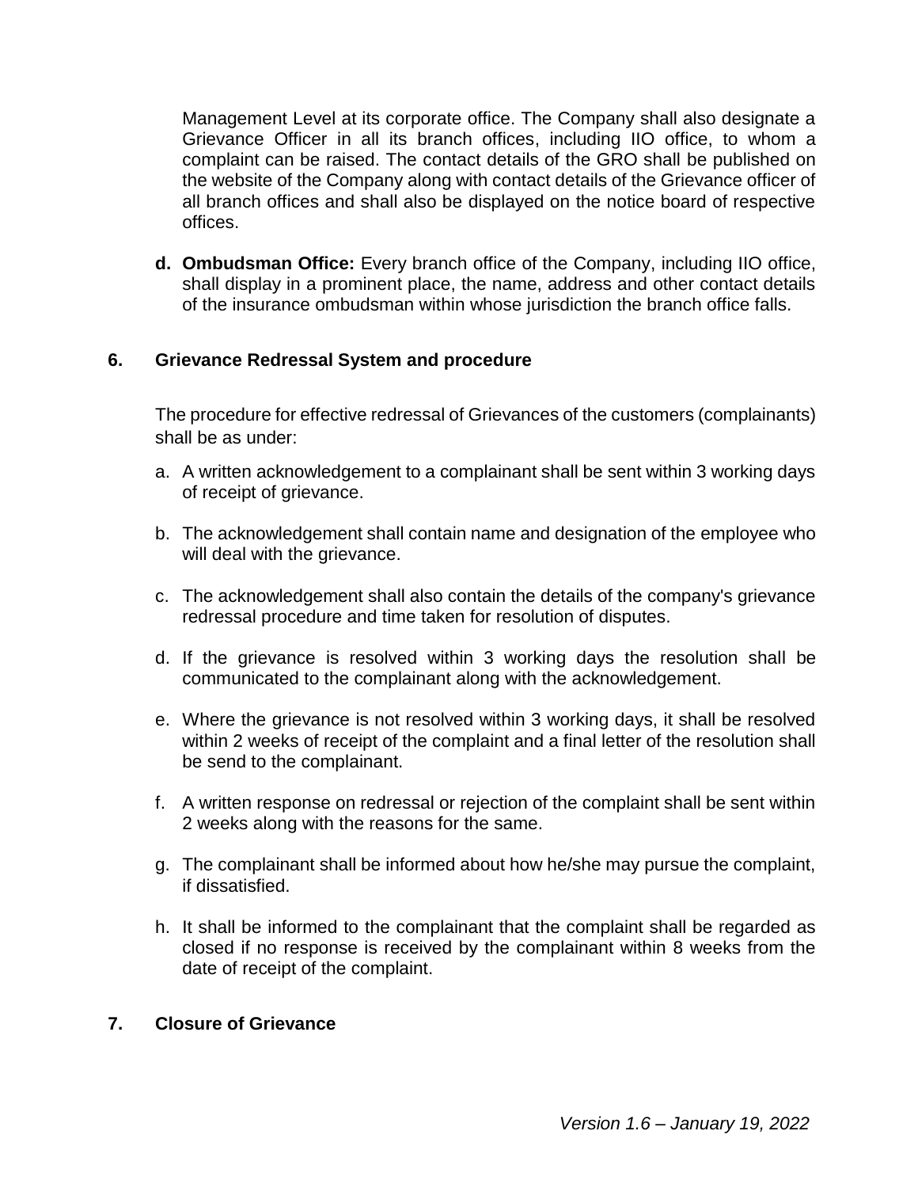Management Level at its corporate office. The Company shall also designate a Grievance Officer in all its branch offices, including IIO office, to whom a complaint can be raised. The contact details of the GRO shall be published on the website of the Company along with contact details of the Grievance officer of all branch offices and shall also be displayed on the notice board of respective offices.

**d. Ombudsman Office:** Every branch office of the Company, including IIO office, shall display in a prominent place, the name, address and other contact details of the insurance ombudsman within whose jurisdiction the branch office falls.

## 6. Grievance Redressal System and procedure

The procedure for effective redressal of Grievances of the customers (complainants) shall be as under:

a. A written acknowledgement to a complainant shall be sent within 3 working days of receipt of grievance.

b. The acknowledgement shall contain name and designation of the employee who will deal with the grievance.

c. The acknowledgement shall also contain the details of the company's grievance redressal procedure and time taken for resolution of disputes.

d. If the grievance is resolved within 3 working days the resolution shall be communicated to the complainant along with the acknowledgement.

e. Where the grievance is not resolved within 3 working days, it shall be resolved within 2 weeks of receipt of the complaint and a final letter of the resolution shall be send to the complainant.

f. A written response on redressal or rejection of the complaint shall be sent within 2 weeks along with the reasons for the same.

g. The complainant shall be informed about how he/she may pursue the complaint, if dissatisfied.

h. It shall be informed to the complainant that the complaint shall be regarded as closed if no response is received by the complainant within 8 weeks from the date of receipt of the complaint.

## 7. Closure of Grievance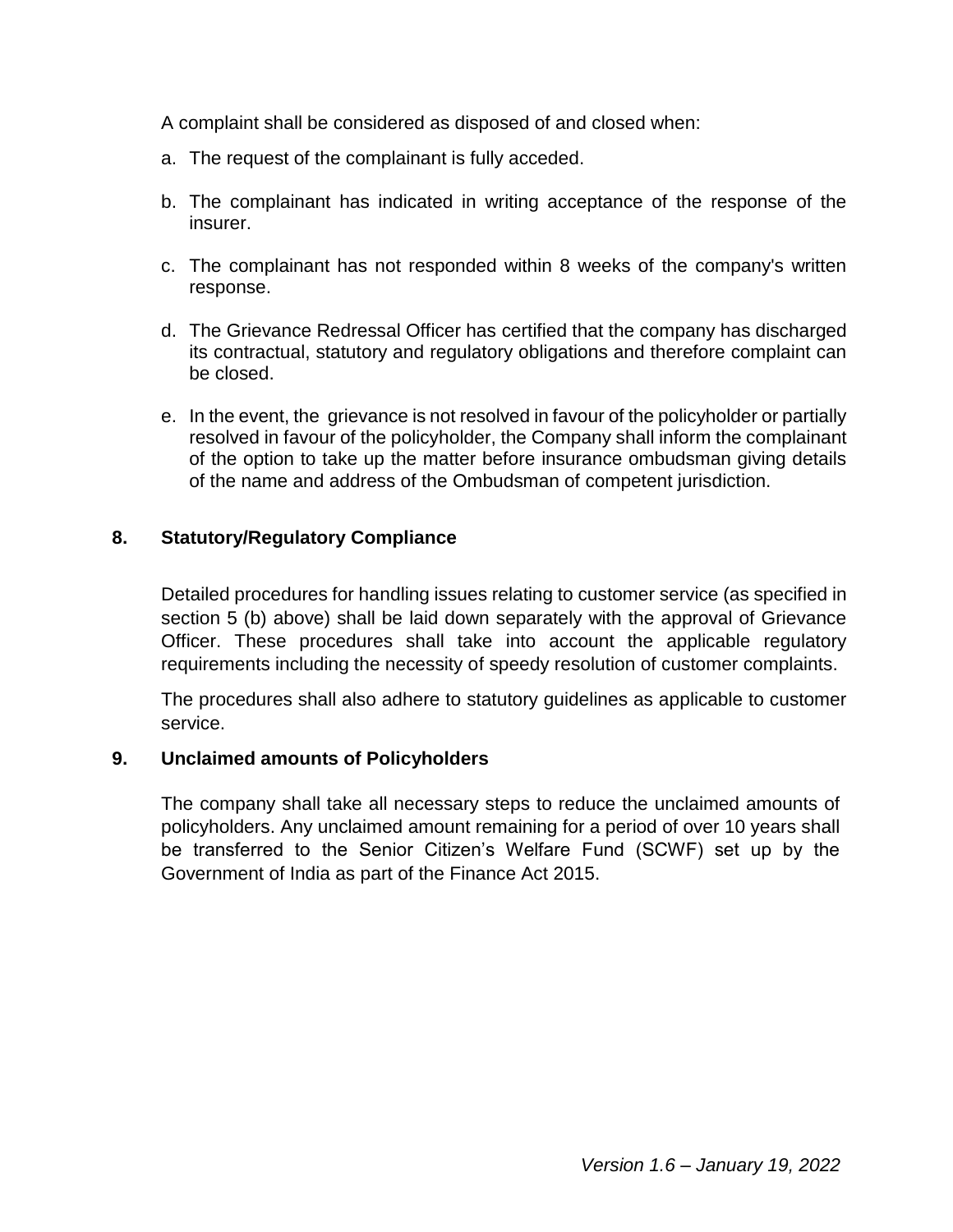A complaint shall be considered as disposed of and closed when:

a. The request of the complainant is fully acceded.

b. The complainant has indicated in writing acceptance of the response of the insurer.

c. The complainant has not responded within 8 weeks of the company's written response.

d. The Grievance Redressal Officer has certified that the company has discharged its contractual, statutory and regulatory obligations and therefore complaint can be closed.

e. In the event, the grievance is not resolved in favour of the policyholder or partially resolved in favour of the policyholder, the Company shall inform the complainant of the option to take up the matter before insurance ombudsman giving details of the name and address of the Ombudsman of competent jurisdiction.

## 8. Statutory/Regulatory Compliance

Detailed procedures for handling issues relating to customer service (as specified in section 5 (b) above) shall be laid down separately with the approval of Grievance Officer. These procedures shall take into account the applicable regulatory requirements including the necessity of speedy resolution of customer complaints.

The procedures shall also adhere to statutory guidelines as applicable to customer service.

## 9. Unclaimed amounts of Policyholders

The company shall take all necessary steps to reduce the unclaimed amounts of policyholders. Any unclaimed amount remaining for a period of over 10 years shall be transferred to the Senior Citizen's Welfare Fund (SCWF) set up by the Government of India as part of the Finance Act 2015.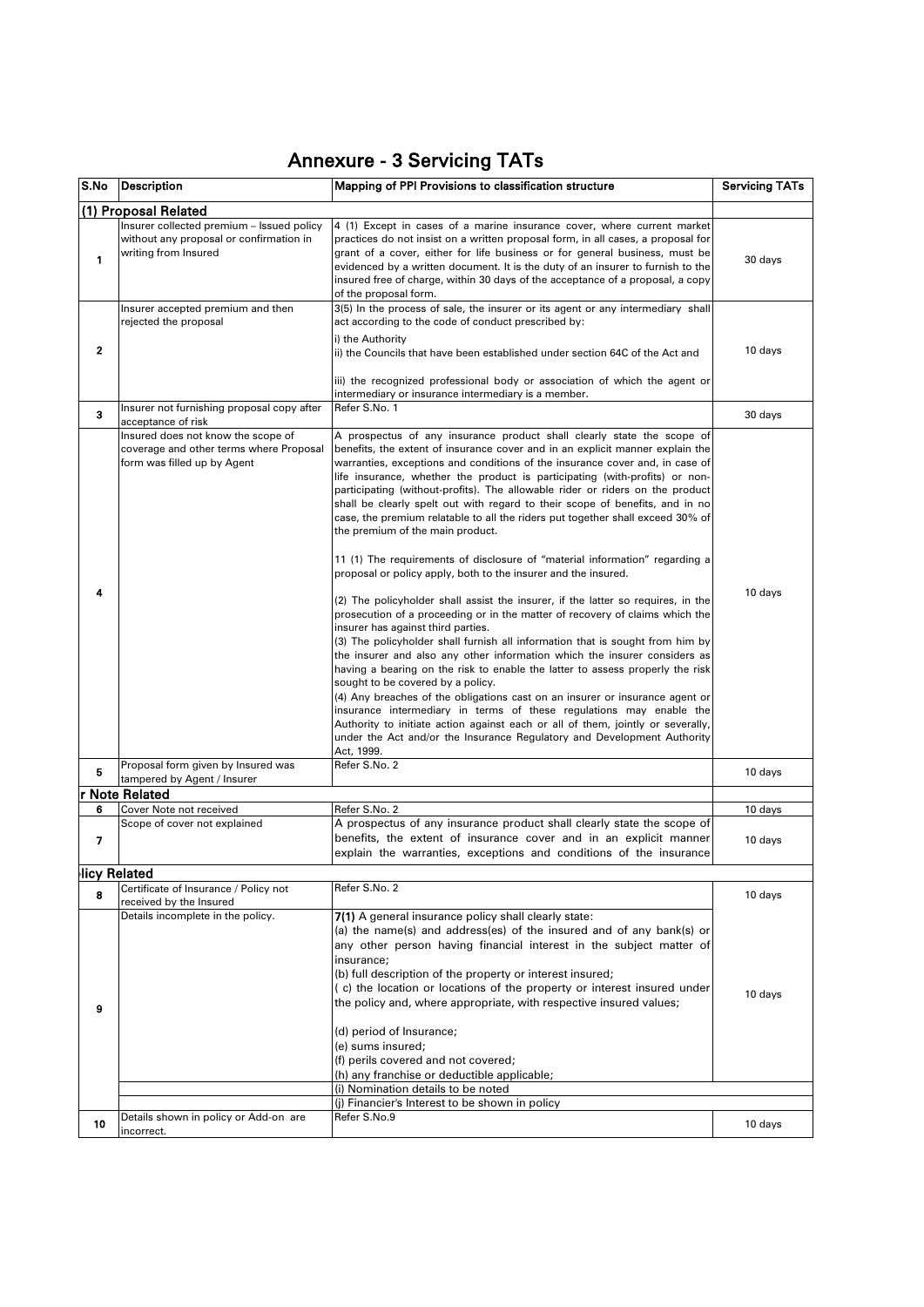# Annexure - 3 Servicing TATs

| S.No | Description | Mapping of PPI Provisions to classification structure | Servicing TATs |
|---|---|---|---|
| **(1) Proposal Related** | | | |
| 1 | Insurer collected premium – Issued policy without any proposal or confirmation in writing from Insured | 4 (1) Except in cases of a marine insurance cover, where current market practices do not insist on a written proposal form, in all cases, a proposal for grant of a cover, either for life business or for general business, must be evidenced by a written document. It is the duty of an insurer to furnish to the insured free of charge, within 30 days of the acceptance of a proposal, a copy of the proposal form. | 30 days |
| 2 | Insurer accepted premium and then rejected the proposal | 3(5) In the process of sale, the insurer or its agent or any intermediary shall act according to the code of conduct prescribed by:<br>i) the Authority<br>ii) the Councils that have been established under section 64C of the Act and<br>iii) the recognized professional body or association of which the agent or intermediary or insurance intermediary is a member. | 10 days |
| 3 | Insurer not furnishing proposal copy after acceptance of risk | Refer S.No. 1 | 30 days |
| 4 | Insured does not know the scope of coverage and other terms where Proposal form was filled up by Agent | A prospectus of any insurance product shall clearly state the scope of benefits, the extent of insurance cover and in an explicit manner explain the warranties, exceptions and conditions of the insurance cover and, in case of life insurance, whether the product is participating (with-profits) or non-participating (without-profits). The allowable rider or riders on the product shall be clearly spelt out with regard to their scope of benefits, and in no case, the premium relatable to all the riders put together shall exceed 30% of the premium of the main product.<br>11 (1) The requirements of disclosure of "material information" regarding a proposal or policy apply, both to the insurer and the insured.<br>(2) The policyholder shall assist the insurer, if the latter so requires, in the prosecution of a proceeding or in the matter of recovery of claims which the insurer has against third parties.<br>(3) The policyholder shall furnish all information that is sought from him by the insurer and also any other information which the insurer considers as having a bearing on the risk to enable the latter to assess properly the risk sought to be covered by a policy.<br>(4) Any breaches of the obligations cast on an insurer or insurance agent or insurance intermediary in terms of these regulations may enable the Authority to initiate action against each or all of them, jointly or severally, under the Act and/or the Insurance Regulatory and Development Authority Act, 1999. | 10 days |
| 5 | Proposal form given by Insured was tampered by Agent / Insurer | Refer S.No. 2 | 10 days |
| **r Note Related** | | | |
| 6 | Cover Note not received | Refer S.No. 2 | 10 days |
| 7 | Scope of cover not explained | A prospectus of any insurance product shall clearly state the scope of benefits, the extent of insurance cover and in an explicit manner explain the warranties, exceptions and conditions of the insurance | 10 days |
| **licy Related** | | | |
| 8 | Certificate of Insurance / Policy not received by the Insured | Refer S.No. 2 | 10 days |
| 9 | Details incomplete in the policy. | **7(1)** A general insurance policy shall clearly state:<br>(a) the name(s) and address(es) of the insured and of any bank(s) or any other person having financial interest in the subject matter of insurance;<br>(b) full description of the property or interest insured;<br>( c) the location or locations of the property or interest insured under the policy and, where appropriate, with respective insured values;<br>(d) period of Insurance;<br>(e) sums insured;<br>(f) perils covered and not covered;<br>(h) any franchise or deductible applicable; | 10 days |
| | | (i) Nomination details to be noted | |
| | | (j) Financier's Interest to be shown in policy | |
| 10 | Details shown in policy or Add-on are incorrect. | Refer S.No.9 | 10 days |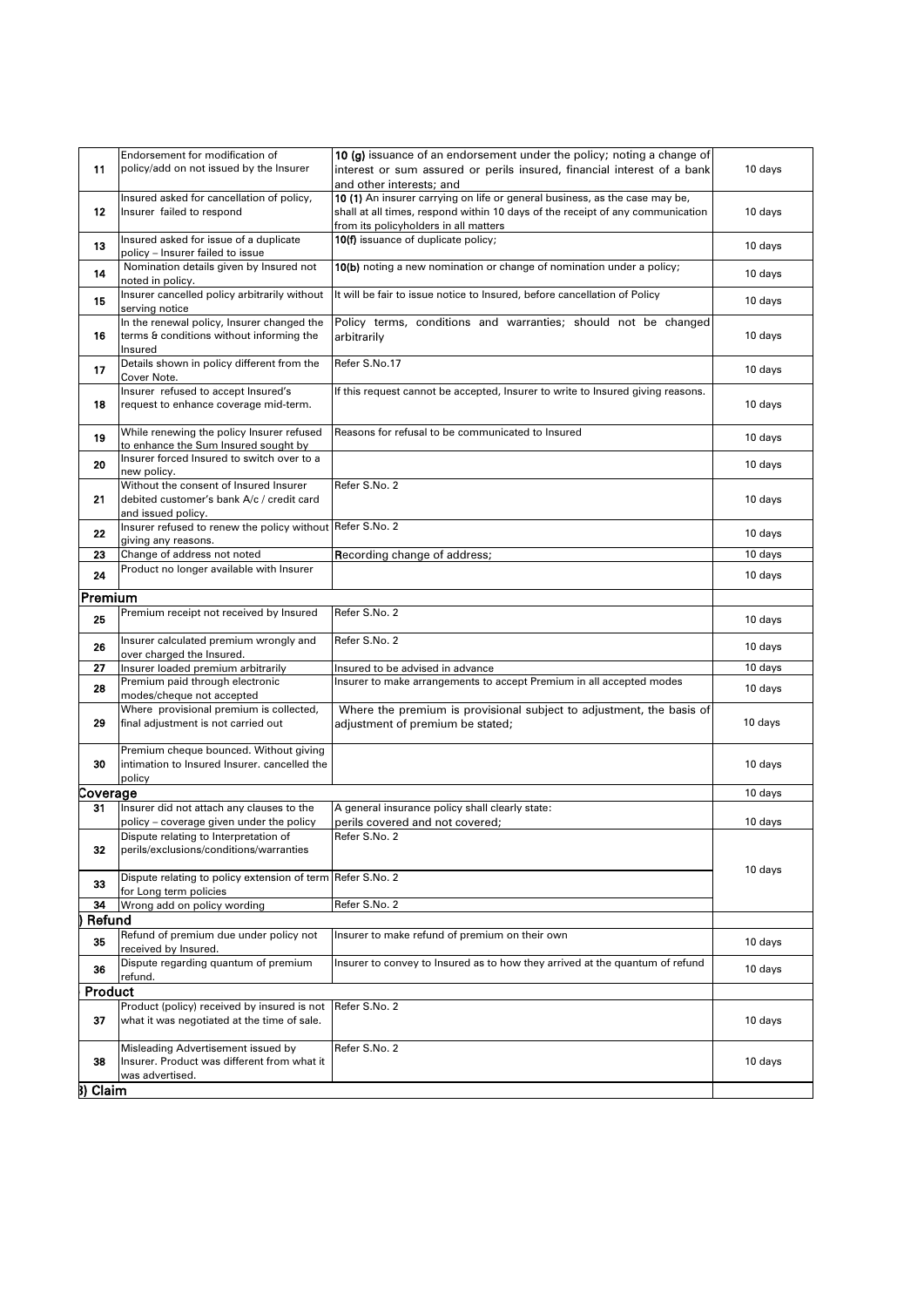| | | | |
|---|---|---|---|
| 11 | Endorsement for modification of policy/add on not issued by the Insurer | **10 (g)** issuance of an endorsement under the policy; noting a change of interest or sum assured or perils insured, financial interest of a bank and other interests; and | 10 days |
| 12 | Insured asked for cancellation of policy, Insurer failed to respond | **10 (1)** An insurer carrying on life or general business, as the case may be, shall at all times, respond within 10 days of the receipt of any communication from its policyholders in all matters | 10 days |
| 13 | Insured asked for issue of a duplicate policy – Insurer failed to issue | **10(f)** issuance of duplicate policy; | 10 days |
| 14 | Nomination details given by Insured not noted in policy. | **10(b)** noting a new nomination or change of nomination under a policy; | 10 days |
| 15 | Insurer cancelled policy arbitrarily without serving notice | It will be fair to issue notice to Insured, before cancellation of Policy | 10 days |
| 16 | In the renewal policy, Insurer changed the terms & conditions without informing the Insured | Policy terms, conditions and warranties; should not be changed arbitrarily | 10 days |
| 17 | Details shown in policy different from the Cover Note. | Refer S.No.17 | 10 days |
| 18 | Insurer refused to accept Insured's request to enhance coverage mid-term. | If this request cannot be accepted, Insurer to write to Insured giving reasons. | 10 days |
| 19 | While renewing the policy Insurer refused to enhance the Sum Insured sought by | Reasons for refusal to be communicated to Insured | 10 days |
| 20 | Insurer forced Insured to switch over to a new policy. | | 10 days |
| 21 | Without the consent of Insured Insurer debited customer's bank A/c / credit card and issued policy. | Refer S.No. 2 | 10 days |
| 22 | Insurer refused to renew the policy without giving any reasons. | Refer S.No. 2 | 10 days |
| 23 | Change of address not noted | Recording change of address; | 10 days |
| 24 | Product no longer available with Insurer | | 10 days |
| **Premium** | | | |
| 25 | Premium receipt not received by Insured | Refer S.No. 2 | 10 days |
| 26 | Insurer calculated premium wrongly and over charged the Insured. | Refer S.No. 2 | 10 days |
| 27 | Insurer loaded premium arbitrarily | Insured to be advised in advance | 10 days |
| 28 | Premium paid through electronic modes/cheque not accepted | Insurer to make arrangements to accept Premium in all accepted modes | 10 days |
| 29 | Where provisional premium is collected, final adjustment is not carried out | Where the premium is provisional subject to adjustment, the basis of adjustment of premium be stated; | 10 days |
| 30 | Premium cheque bounced. Without giving intimation to Insured Insurer. cancelled the policy | | 10 days |
| **Coverage** | | | 10 days |
| 31 | Insurer did not attach any clauses to the policy – coverage given under the policy | A general insurance policy shall clearly state: perils covered and not covered; | 10 days |
| 32 | Dispute relating to Interpretation of perils/exclusions/conditions/warranties | Refer S.No. 2 | 10 days |
| 33 | Dispute relating to policy extension of term for Long term policies | Refer S.No. 2 | |
| 34 | Wrong add on policy wording | Refer S.No. 2 | |
| **) Refund** | | | |
| 35 | Refund of premium due under policy not received by Insured. | Insurer to make refund of premium on their own | 10 days |
| 36 | Dispute regarding quantum of premium refund. | Insurer to convey to Insured as to how they arrived at the quantum of refund | 10 days |
| **Product** | | | |
| 37 | Product (policy) received by insured is not what it was negotiated at the time of sale. | Refer S.No. 2 | 10 days |
| 38 | Misleading Advertisement issued by Insurer. Product was different from what it was advertised. | Refer S.No. 2 | 10 days |
| **3) Claim** | | | |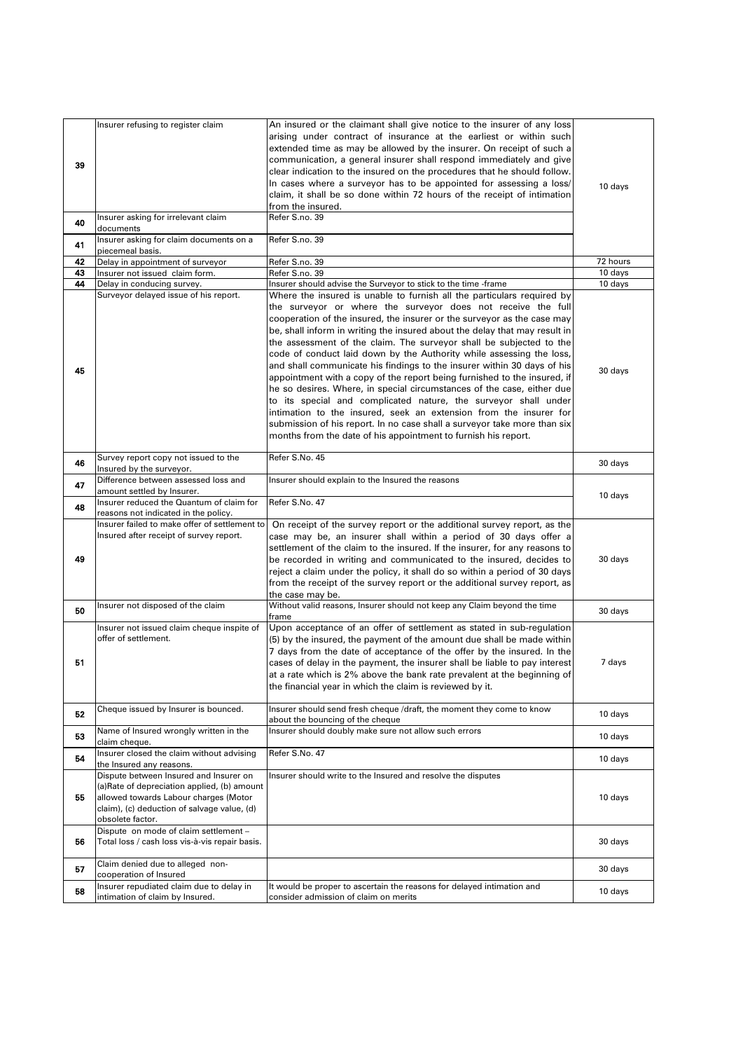| | | | |
|---|---|---|---|
| 39 | Insurer refusing to register claim | An insured or the claimant shall give notice to the insurer of any loss arising under contract of insurance at the earliest or within such extended time as may be allowed by the insurer. On receipt of such a communication, a general insurer shall respond immediately and give clear indication to the insured on the procedures that he should follow. In cases where a surveyor has to be appointed for assessing a loss/ claim, it shall be so done within 72 hours of the receipt of intimation from the insured. | 10 days |
| 40 | Insurer asking for irrelevant claim documents | Refer S.no. 39 | |
| 41 | Insurer asking for claim documents on a piecemeal basis. | Refer S.no. 39 | |
| 42 | Delay in appointment of surveyor | Refer S.no. 39 | 72 hours |
| 43 | Insurer not issued claim form. | Refer S.no. 39 | 10 days |
| 44 | Delay in conducing survey. | Insurer should advise the Surveyor to stick to the time -frame | 10 days |
| 45 | Surveyor delayed issue of his report. | Where the insured is unable to furnish all the particulars required by the surveyor or where the surveyor does not receive the full cooperation of the insured, the insurer or the surveyor as the case may be, shall inform in writing the insured about the delay that may result in the assessment of the claim. The surveyor shall be subjected to the code of conduct laid down by the Authority while assessing the loss, and shall communicate his findings to the insurer within 30 days of his appointment with a copy of the report being furnished to the insured, if he so desires. Where, in special circumstances of the case, either due to its special and complicated nature, the surveyor shall under intimation to the insured, seek an extension from the insurer for submission of his report. In no case shall a surveyor take more than six months from the date of his appointment to furnish his report. | 30 days |
| 46 | Survey report copy not issued to the Insured by the surveyor. | Refer S.No. 45 | 30 days |
| 47 | Difference between assessed loss and amount settled by Insurer. | Insurer should explain to the Insured the reasons | 10 days |
| 48 | Insurer reduced the Quantum of claim for reasons not indicated in the policy. | Refer S.No. 47 | |
| 49 | Insurer failed to make offer of settlement to Insured after receipt of survey report. | On receipt of the survey report or the additional survey report, as the case may be, an insurer shall within a period of 30 days offer a settlement of the claim to the insured. If the insurer, for any reasons to be recorded in writing and communicated to the insured, decides to reject a claim under the policy, it shall do so within a period of 30 days from the receipt of the survey report or the additional survey report, as the case may be. | 30 days |
| 50 | Insurer not disposed of the claim | Without valid reasons, Insurer should not keep any Claim beyond the time frame | 30 days |
| 51 | Insurer not issued claim cheque inspite of offer of settlement. | Upon acceptance of an offer of settlement as stated in sub-regulation (5) by the insured, the payment of the amount due shall be made within 7 days from the date of acceptance of the offer by the insured. In the cases of delay in the payment, the insurer shall be liable to pay interest at a rate which is 2% above the bank rate prevalent at the beginning of the financial year in which the claim is reviewed by it. | 7 days |
| 52 | Cheque issued by Insurer is bounced. | Insurer should send fresh cheque /draft, the moment they come to know about the bouncing of the cheque | 10 days |
| 53 | Name of Insured wrongly written in the claim cheque. | Insurer should doubly make sure not allow such errors | 10 days |
| 54 | Insurer closed the claim without advising the Insured any reasons. | Refer S.No. 47 | 10 days |
| 55 | Dispute between Insured and Insurer on (a)Rate of depreciation applied, (b) amount allowed towards Labour charges (Motor claim), (c) deduction of salvage value, (d) obsolete factor. | Insurer should write to the Insured and resolve the disputes | 10 days |
| 56 | Dispute on mode of claim settlement – Total loss / cash loss vis-à-vis repair basis. | | 30 days |
| 57 | Claim denied due to alleged non-cooperation of Insured | | 30 days |
| 58 | Insurer repudiated claim due to delay in intimation of claim by Insured. | It would be proper to ascertain the reasons for delayed intimation and consider admission of claim on merits | 10 days |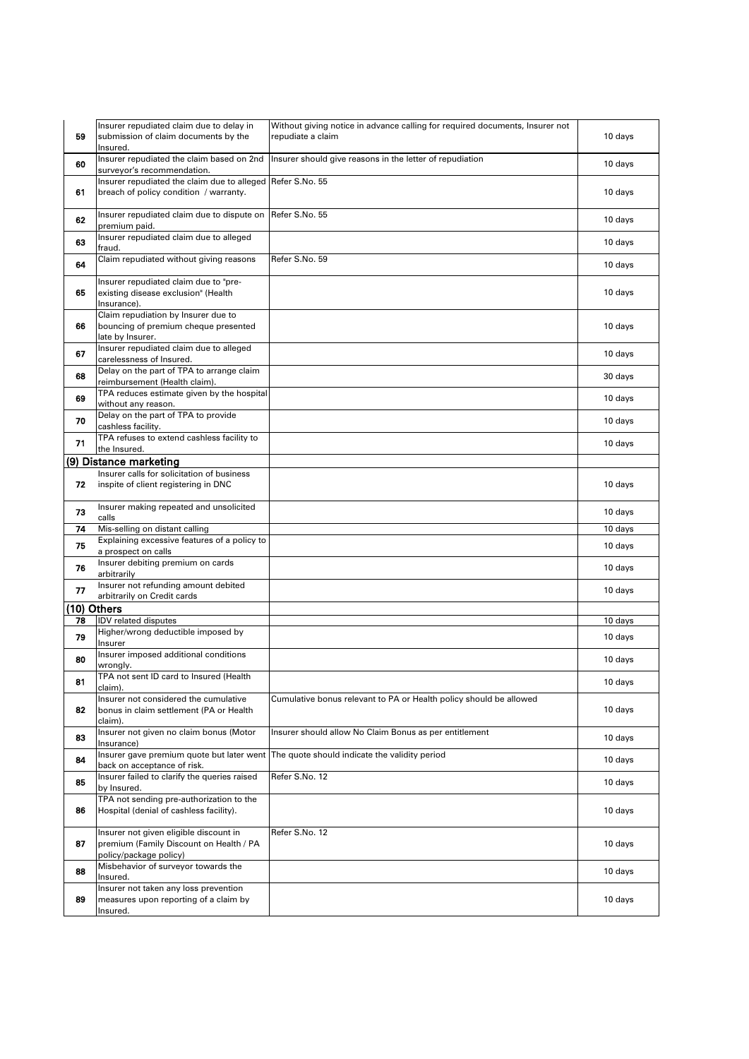| | | | |
|---|---|---|---|
| 59 | Insurer repudiated claim due to delay in submission of claim documents by the Insured. | Without giving notice in advance calling for required documents, Insurer not repudiate a claim | 10 days |
| 60 | Insurer repudiated the claim based on 2nd surveyor's recommendation. | Insurer should give reasons in the letter of repudiation | 10 days |
| 61 | Insurer repudiated the claim due to alleged breach of policy condition / warranty. | Refer S.No. 55 | 10 days |
| 62 | Insurer repudiated claim due to dispute on premium paid. | Refer S.No. 55 | 10 days |
| 63 | Insurer repudiated claim due to alleged fraud. | | 10 days |
| 64 | Claim repudiated without giving reasons | Refer S.No. 59 | 10 days |
| 65 | Insurer repudiated claim due to "pre-existing disease exclusion" (Health Insurance). | | 10 days |
| 66 | Claim repudiation by Insurer due to bouncing of premium cheque presented late by Insurer. | | 10 days |
| 67 | Insurer repudiated claim due to alleged carelessness of Insured. | | 10 days |
| 68 | Delay on the part of TPA to arrange claim reimbursement (Health claim). | | 30 days |
| 69 | TPA reduces estimate given by the hospital without any reason. | | 10 days |
| 70 | Delay on the part of TPA to provide cashless facility. | | 10 days |
| 71 | TPA refuses to extend cashless facility to the Insured. | | 10 days |
| **(9) Distance marketing** | | | |
| 72 | Insurer calls for solicitation of business inspite of client registering in DNC | | 10 days |
| 73 | Insurer making repeated and unsolicited calls | | 10 days |
| 74 | Mis-selling on distant calling | | 10 days |
| 75 | Explaining excessive features of a policy to a prospect on calls | | 10 days |
| 76 | Insurer debiting premium on cards arbitrarily | | 10 days |
| 77 | Insurer not refunding amount debited arbitrarily on Credit cards | | 10 days |
| **(10) Others** | | | |
| 78 | IDV related disputes | | 10 days |
| 79 | Higher/wrong deductible imposed by Insurer | | 10 days |
| 80 | Insurer imposed additional conditions wrongly. | | 10 days |
| 81 | TPA not sent ID card to Insured (Health claim). | | 10 days |
| 82 | Insurer not considered the cumulative bonus in claim settlement (PA or Health claim). | Cumulative bonus relevant to PA or Health policy should be allowed | 10 days |
| 83 | Insurer not given no claim bonus (Motor Insurance) | Insurer should allow No Claim Bonus as per entitlement | 10 days |
| 84 | Insurer gave premium quote but later went back on acceptance of risk. | The quote should indicate the validity period | 10 days |
| 85 | Insurer failed to clarify the queries raised by Insured. | Refer S.No. 12 | 10 days |
| 86 | TPA not sending pre-authorization to the Hospital (denial of cashless facility). | | 10 days |
| 87 | Insurer not given eligible discount in premium (Family Discount on Health / PA policy/package policy) | Refer S.No. 12 | 10 days |
| 88 | Misbehavior of surveyor towards the Insured. | | 10 days |
| 89 | Insurer not taken any loss prevention measures upon reporting of a claim by Insured. | | 10 days |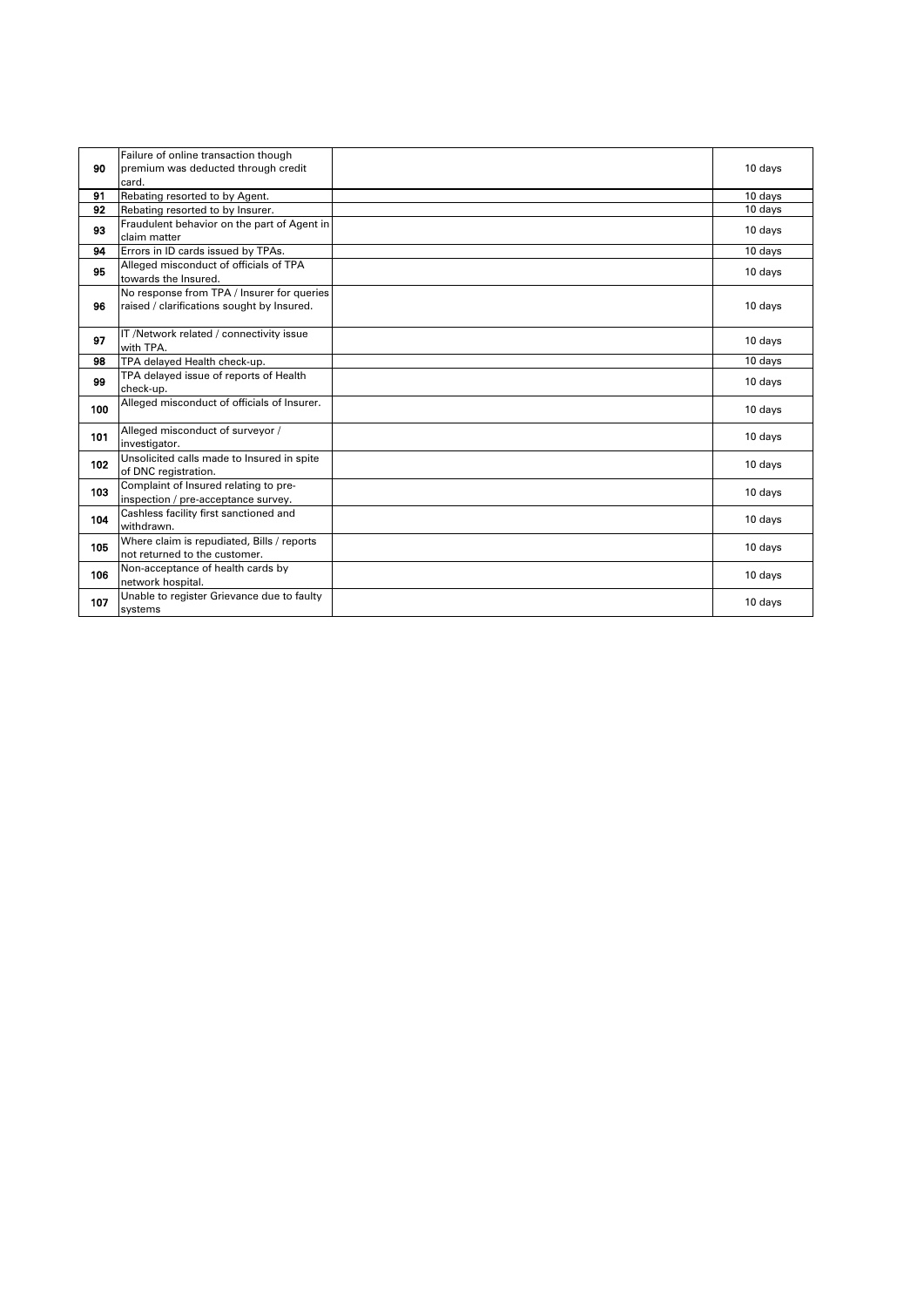| | | | |
|---|---|---|---|
| 90 | Failure of online transaction though premium was deducted through credit card. | | 10 days |
| 91 | Rebating resorted to by Agent. | | 10 days |
| 92 | Rebating resorted to by Insurer. | | 10 days |
| 93 | Fraudulent behavior on the part of Agent in claim matter | | 10 days |
| 94 | Errors in ID cards issued by TPAs. | | 10 days |
| 95 | Alleged misconduct of officials of TPA towards the Insured. | | 10 days |
| 96 | No response from TPA / Insurer for queries raised / clarifications sought by Insured. | | 10 days |
| 97 | IT /Network related / connectivity issue with TPA. | | 10 days |
| 98 | TPA delayed Health check-up. | | 10 days |
| 99 | TPA delayed issue of reports of Health check-up. | | 10 days |
| 100 | Alleged misconduct of officials of Insurer. | | 10 days |
| 101 | Alleged misconduct of surveyor / investigator. | | 10 days |
| 102 | Unsolicited calls made to Insured in spite of DNC registration. | | 10 days |
| 103 | Complaint of Insured relating to pre-inspection / pre-acceptance survey. | | 10 days |
| 104 | Cashless facility first sanctioned and withdrawn. | | 10 days |
| 105 | Where claim is repudiated, Bills / reports not returned to the customer. | | 10 days |
| 106 | Non-acceptance of health cards by network hospital. | | 10 days |
| 107 | Unable to register Grievance due to faulty systems | | 10 days |